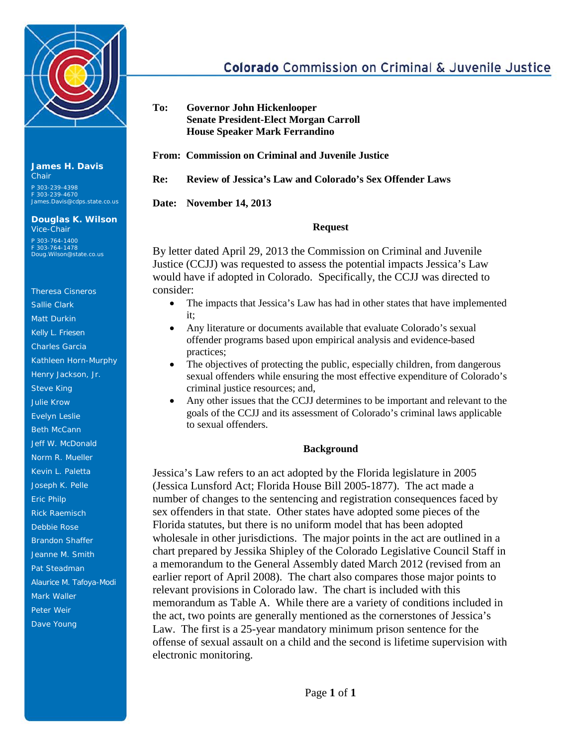# Colorado Commission on Criminal & Juvenile Justice

**James H. Davis**
Chair
P 303-239-4398
F 303-239-4670
James.Davis@cdps.state.co.us

**Douglas K. Wilson**
Vice-Chair
P 303-764-1400
F 303-764-1478
Doug.Wilson@state.co.us

Theresa Cisneros
Sallie Clark
Matt Durkin
Kelly L. Friesen
Charles Garcia
Kathleen Horn-Murphy
Henry Jackson, Jr.
Steve King
Julie Krow
Evelyn Leslie
Beth McCann
Jeff W. McDonald
Norm R. Mueller
Kevin L. Paletta
Joseph K. Pelle
Eric Philp
Rick Raemisch
Debbie Rose
Brandon Shaffer
Jeanne M. Smith
Pat Steadman
Alaurice M. Tafoya-Modi
Mark Waller
Peter Weir
Dave Young

**To:** **Governor John Hickenlooper**
**Senate President-Elect Morgan Carroll**
**House Speaker Mark Ferrandino**

**From:** **Commission on Criminal and Juvenile Justice**

**Re:** **Review of Jessica's Law and Colorado's Sex Offender Laws**

**Date:** **November 14, 2013**

## Request

By letter dated April 29, 2013 the Commission on Criminal and Juvenile Justice (CCJJ) was requested to assess the potential impacts Jessica's Law would have if adopted in Colorado. Specifically, the CCJJ was directed to consider:

- The impacts that Jessica's Law has had in other states that have implemented it;
- Any literature or documents available that evaluate Colorado's sexual offender programs based upon empirical analysis and evidence-based practices;
- The objectives of protecting the public, especially children, from dangerous sexual offenders while ensuring the most effective expenditure of Colorado's criminal justice resources; and,
- Any other issues that the CCJJ determines to be important and relevant to the goals of the CCJJ and its assessment of Colorado's criminal laws applicable to sexual offenders.

## Background

Jessica's Law refers to an act adopted by the Florida legislature in 2005 (Jessica Lunsford Act; Florida House Bill 2005-1877). The act made a number of changes to the sentencing and registration consequences faced by sex offenders in that state. Other states have adopted some pieces of the Florida statutes, but there is no uniform model that has been adopted wholesale in other jurisdictions. The major points in the act are outlined in a chart prepared by Jessika Shipley of the Colorado Legislative Council Staff in a memorandum to the General Assembly dated March 2012 (revised from an earlier report of April 2008). The chart also compares those major points to relevant provisions in Colorado law. The chart is included with this memorandum as Table A. While there are a variety of conditions included in the act, two points are generally mentioned as the cornerstones of Jessica's Law. The first is a 25-year mandatory minimum prison sentence for the offense of sexual assault on a child and the second is lifetime supervision with electronic monitoring.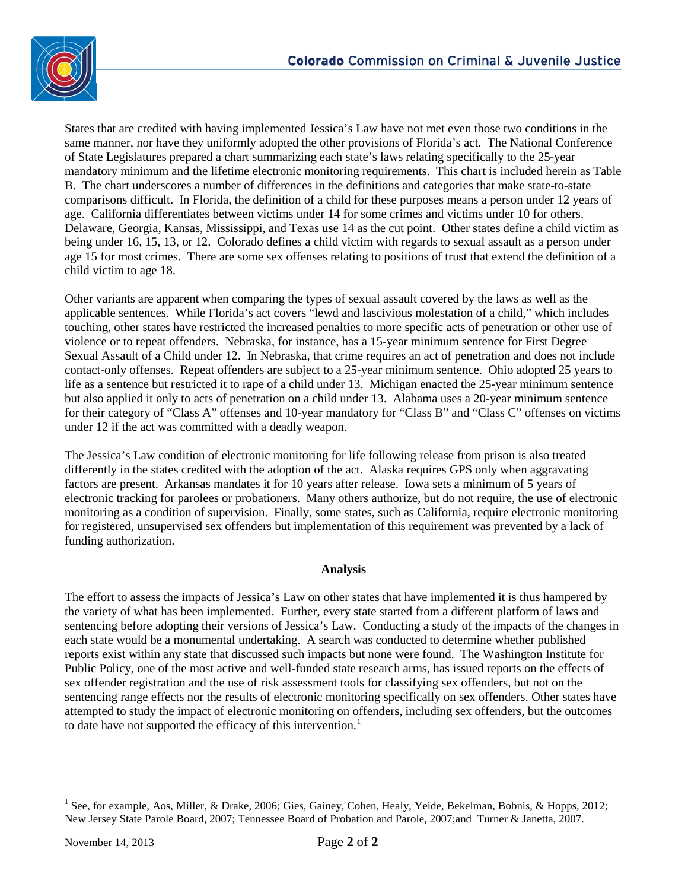States that are credited with having implemented Jessica's Law have not met even those two conditions in the same manner, nor have they uniformly adopted the other provisions of Florida's act. The National Conference of State Legislatures prepared a chart summarizing each state's laws relating specifically to the 25-year mandatory minimum and the lifetime electronic monitoring requirements. This chart is included herein as Table B. The chart underscores a number of differences in the definitions and categories that make state-to-state comparisons difficult. In Florida, the definition of a child for these purposes means a person under 12 years of age. California differentiates between victims under 14 for some crimes and victims under 10 for others. Delaware, Georgia, Kansas, Mississippi, and Texas use 14 as the cut point. Other states define a child victim as being under 16, 15, 13, or 12. Colorado defines a child victim with regards to sexual assault as a person under age 15 for most crimes. There are some sex offenses relating to positions of trust that extend the definition of a child victim to age 18.

Other variants are apparent when comparing the types of sexual assault covered by the laws as well as the applicable sentences. While Florida's act covers "lewd and lascivious molestation of a child," which includes touching, other states have restricted the increased penalties to more specific acts of penetration or other use of violence or to repeat offenders. Nebraska, for instance, has a 15-year minimum sentence for First Degree Sexual Assault of a Child under 12. In Nebraska, that crime requires an act of penetration and does not include contact-only offenses. Repeat offenders are subject to a 25-year minimum sentence. Ohio adopted 25 years to life as a sentence but restricted it to rape of a child under 13. Michigan enacted the 25-year minimum sentence but also applied it only to acts of penetration on a child under 13. Alabama uses a 20-year minimum sentence for their category of "Class A" offenses and 10-year mandatory for "Class B" and "Class C" offenses on victims under 12 if the act was committed with a deadly weapon.

The Jessica's Law condition of electronic monitoring for life following release from prison is also treated differently in the states credited with the adoption of the act. Alaska requires GPS only when aggravating factors are present. Arkansas mandates it for 10 years after release. Iowa sets a minimum of 5 years of electronic tracking for parolees or probationers. Many others authorize, but do not require, the use of electronic monitoring as a condition of supervision. Finally, some states, such as California, require electronic monitoring for registered, unsupervised sex offenders but implementation of this requirement was prevented by a lack of funding authorization.

## Analysis

The effort to assess the impacts of Jessica's Law on other states that have implemented it is thus hampered by the variety of what has been implemented. Further, every state started from a different platform of laws and sentencing before adopting their versions of Jessica's Law. Conducting a study of the impacts of the changes in each state would be a monumental undertaking. A search was conducted to determine whether published reports exist within any state that discussed such impacts but none were found. The Washington Institute for Public Policy, one of the most active and well-funded state research arms, has issued reports on the effects of sex offender registration and the use of risk assessment tools for classifying sex offenders, but not on the sentencing range effects nor the results of electronic monitoring specifically on sex offenders. Other states have attempted to study the impact of electronic monitoring on offenders, including sex offenders, but the outcomes to date have not supported the efficacy of this intervention.[1]

[1] See, for example, Aos, Miller, & Drake, 2006; Gies, Gainey, Cohen, Healy, Yeide, Bekelman, Bobnis, & Hopps, 2012; New Jersey State Parole Board, 2007; Tennessee Board of Probation and Parole, 2007;and Turner & Janetta, 2007.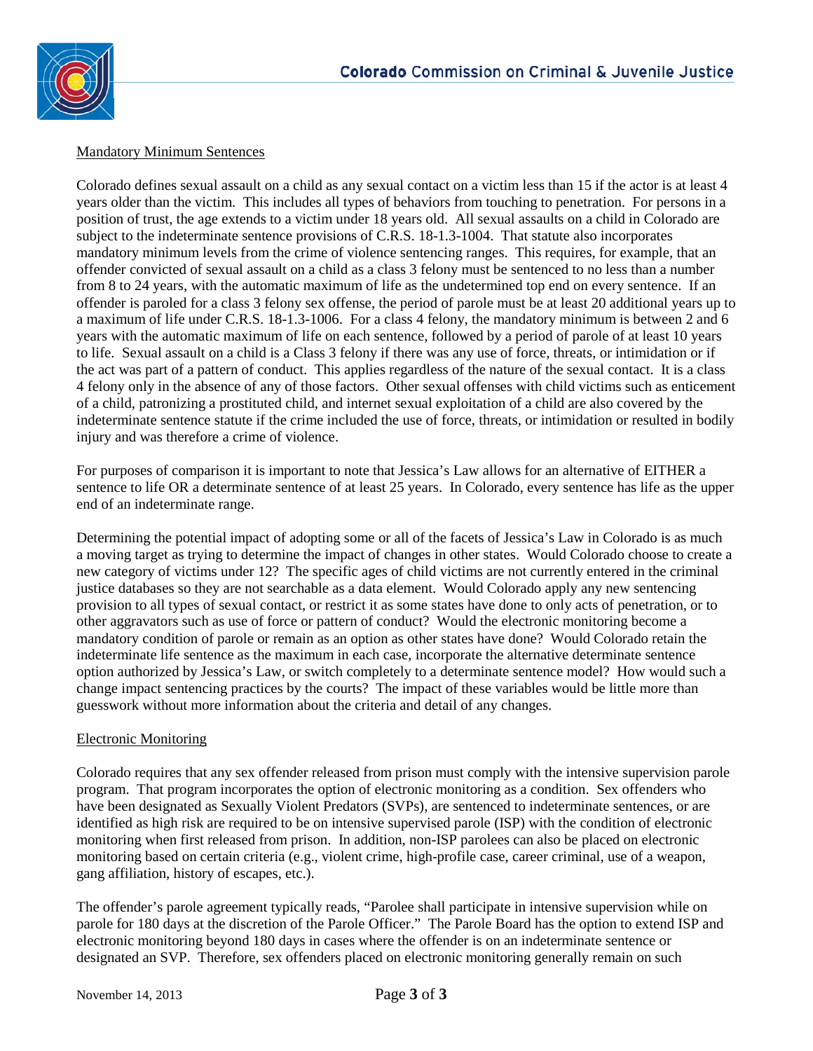## Mandatory Minimum Sentences

Colorado defines sexual assault on a child as any sexual contact on a victim less than 15 if the actor is at least 4 years older than the victim. This includes all types of behaviors from touching to penetration. For persons in a position of trust, the age extends to a victim under 18 years old. All sexual assaults on a child in Colorado are subject to the indeterminate sentence provisions of C.R.S. 18-1.3-1004. That statute also incorporates mandatory minimum levels from the crime of violence sentencing ranges. This requires, for example, that an offender convicted of sexual assault on a child as a class 3 felony must be sentenced to no less than a number from 8 to 24 years, with the automatic maximum of life as the undetermined top end on every sentence. If an offender is paroled for a class 3 felony sex offense, the period of parole must be at least 20 additional years up to a maximum of life under C.R.S. 18-1.3-1006. For a class 4 felony, the mandatory minimum is between 2 and 6 years with the automatic maximum of life on each sentence, followed by a period of parole of at least 10 years to life. Sexual assault on a child is a Class 3 felony if there was any use of force, threats, or intimidation or if the act was part of a pattern of conduct. This applies regardless of the nature of the sexual contact. It is a class 4 felony only in the absence of any of those factors. Other sexual offenses with child victims such as enticement of a child, patronizing a prostituted child, and internet sexual exploitation of a child are also covered by the indeterminate sentence statute if the crime included the use of force, threats, or intimidation or resulted in bodily injury and was therefore a crime of violence.

For purposes of comparison it is important to note that Jessica's Law allows for an alternative of EITHER a sentence to life OR a determinate sentence of at least 25 years. In Colorado, every sentence has life as the upper end of an indeterminate range.

Determining the potential impact of adopting some or all of the facets of Jessica's Law in Colorado is as much a moving target as trying to determine the impact of changes in other states. Would Colorado choose to create a new category of victims under 12? The specific ages of child victims are not currently entered in the criminal justice databases so they are not searchable as a data element. Would Colorado apply any new sentencing provision to all types of sexual contact, or restrict it as some states have done to only acts of penetration, or to other aggravators such as use of force or pattern of conduct? Would the electronic monitoring become a mandatory condition of parole or remain as an option as other states have done? Would Colorado retain the indeterminate life sentence as the maximum in each case, incorporate the alternative determinate sentence option authorized by Jessica's Law, or switch completely to a determinate sentence model? How would such a change impact sentencing practices by the courts? The impact of these variables would be little more than guesswork without more information about the criteria and detail of any changes.

## Electronic Monitoring

Colorado requires that any sex offender released from prison must comply with the intensive supervision parole program. That program incorporates the option of electronic monitoring as a condition. Sex offenders who have been designated as Sexually Violent Predators (SVPs), are sentenced to indeterminate sentences, or are identified as high risk are required to be on intensive supervised parole (ISP) with the condition of electronic monitoring when first released from prison. In addition, non-ISP parolees can also be placed on electronic monitoring based on certain criteria (e.g., violent crime, high-profile case, career criminal, use of a weapon, gang affiliation, history of escapes, etc.).

The offender's parole agreement typically reads, "Parolee shall participate in intensive supervision while on parole for 180 days at the discretion of the Parole Officer." The Parole Board has the option to extend ISP and electronic monitoring beyond 180 days in cases where the offender is on an indeterminate sentence or designated an SVP. Therefore, sex offenders placed on electronic monitoring generally remain on such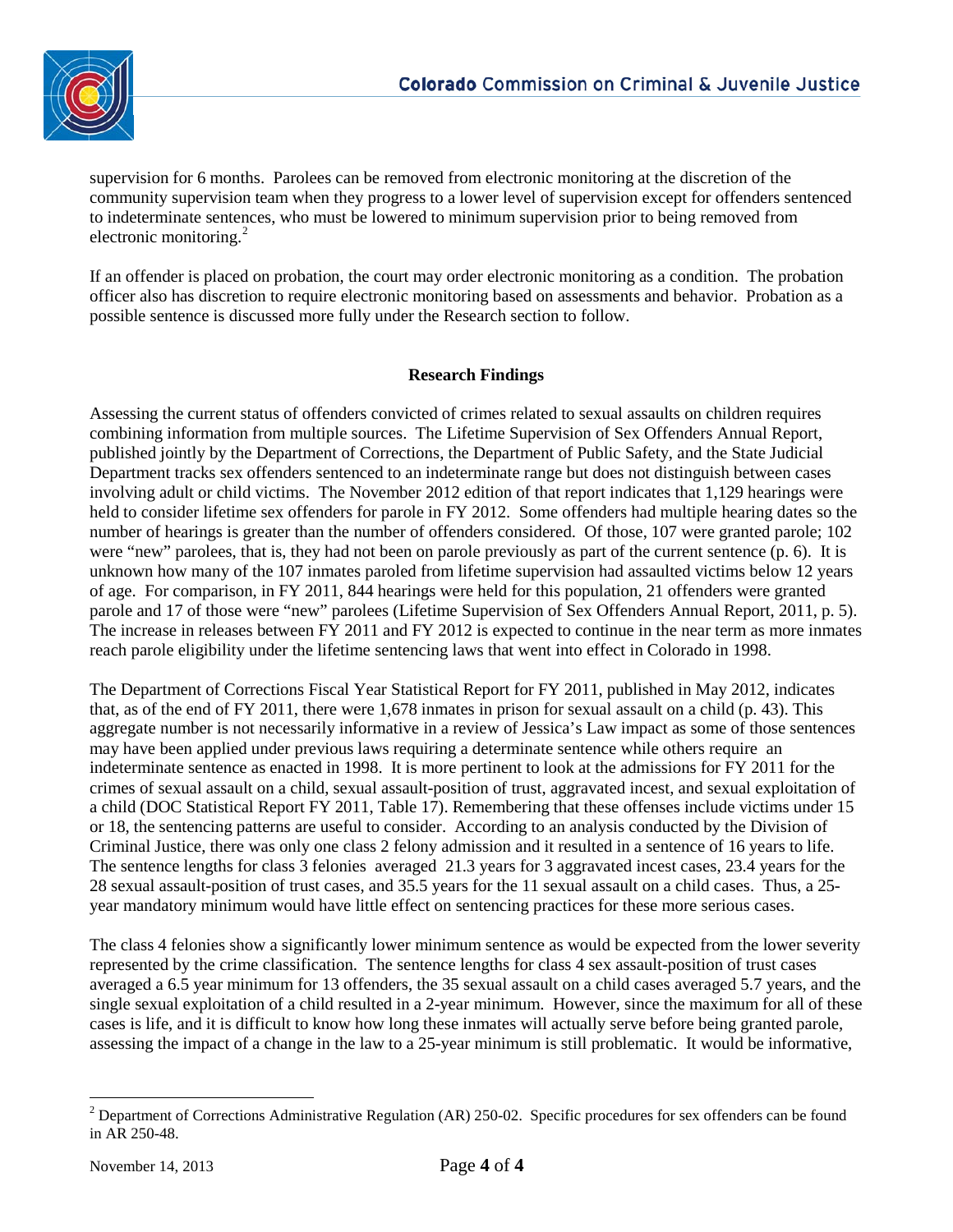supervision for 6 months. Parolees can be removed from electronic monitoring at the discretion of the community supervision team when they progress to a lower level of supervision except for offenders sentenced to indeterminate sentences, who must be lowered to minimum supervision prior to being removed from electronic monitoring.[2]

If an offender is placed on probation, the court may order electronic monitoring as a condition. The probation officer also has discretion to require electronic monitoring based on assessments and behavior. Probation as a possible sentence is discussed more fully under the Research section to follow.

## Research Findings

Assessing the current status of offenders convicted of crimes related to sexual assaults on children requires combining information from multiple sources. The Lifetime Supervision of Sex Offenders Annual Report, published jointly by the Department of Corrections, the Department of Public Safety, and the State Judicial Department tracks sex offenders sentenced to an indeterminate range but does not distinguish between cases involving adult or child victims. The November 2012 edition of that report indicates that 1,129 hearings were held to consider lifetime sex offenders for parole in FY 2012. Some offenders had multiple hearing dates so the number of hearings is greater than the number of offenders considered. Of those, 107 were granted parole; 102 were "new" parolees, that is, they had not been on parole previously as part of the current sentence (p. 6). It is unknown how many of the 107 inmates paroled from lifetime supervision had assaulted victims below 12 years of age. For comparison, in FY 2011, 844 hearings were held for this population, 21 offenders were granted parole and 17 of those were "new" parolees (Lifetime Supervision of Sex Offenders Annual Report, 2011, p. 5). The increase in releases between FY 2011 and FY 2012 is expected to continue in the near term as more inmates reach parole eligibility under the lifetime sentencing laws that went into effect in Colorado in 1998.

The Department of Corrections Fiscal Year Statistical Report for FY 2011, published in May 2012, indicates that, as of the end of FY 2011, there were 1,678 inmates in prison for sexual assault on a child (p. 43). This aggregate number is not necessarily informative in a review of Jessica's Law impact as some of those sentences may have been applied under previous laws requiring a determinate sentence while others require an indeterminate sentence as enacted in 1998. It is more pertinent to look at the admissions for FY 2011 for the crimes of sexual assault on a child, sexual assault-position of trust, aggravated incest, and sexual exploitation of a child (DOC Statistical Report FY 2011, Table 17). Remembering that these offenses include victims under 15 or 18, the sentencing patterns are useful to consider. According to an analysis conducted by the Division of Criminal Justice, there was only one class 2 felony admission and it resulted in a sentence of 16 years to life. The sentence lengths for class 3 felonies averaged 21.3 years for 3 aggravated incest cases, 23.4 years for the 28 sexual assault-position of trust cases, and 35.5 years for the 11 sexual assault on a child cases. Thus, a 25-year mandatory minimum would have little effect on sentencing practices for these more serious cases.

The class 4 felonies show a significantly lower minimum sentence as would be expected from the lower severity represented by the crime classification. The sentence lengths for class 4 sex assault-position of trust cases averaged a 6.5 year minimum for 13 offenders, the 35 sexual assault on a child cases averaged 5.7 years, and the single sexual exploitation of a child resulted in a 2-year minimum. However, since the maximum for all of these cases is life, and it is difficult to know how long these inmates will actually serve before being granted parole, assessing the impact of a change in the law to a 25-year minimum is still problematic. It would be informative,

[2] Department of Corrections Administrative Regulation (AR) 250-02. Specific procedures for sex offenders can be found in AR 250-48.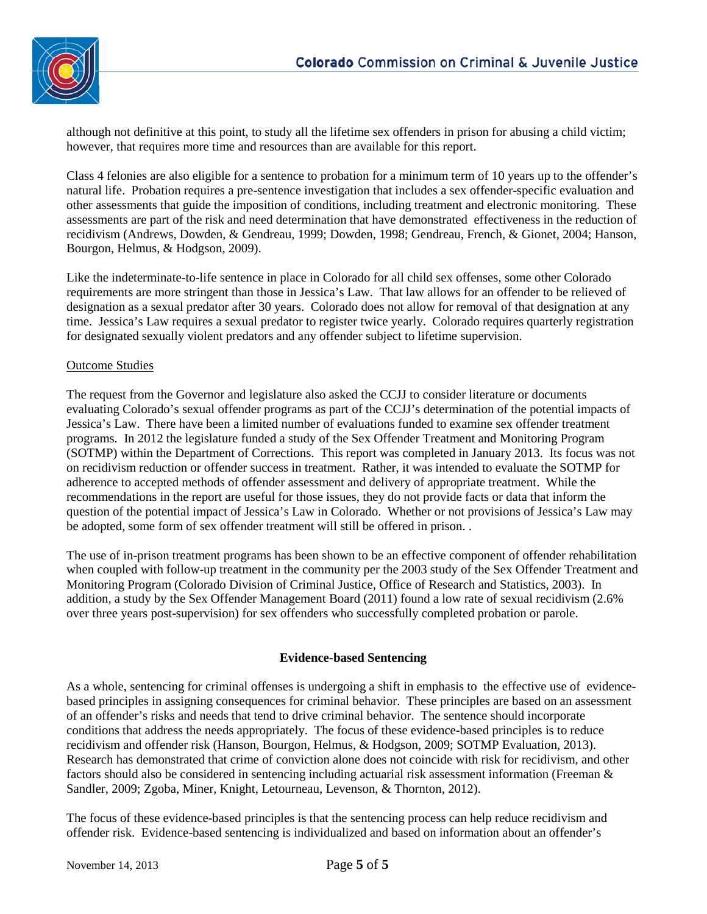although not definitive at this point, to study all the lifetime sex offenders in prison for abusing a child victim; however, that requires more time and resources than are available for this report.

Class 4 felonies are also eligible for a sentence to probation for a minimum term of 10 years up to the offender's natural life. Probation requires a pre-sentence investigation that includes a sex offender-specific evaluation and other assessments that guide the imposition of conditions, including treatment and electronic monitoring. These assessments are part of the risk and need determination that have demonstrated effectiveness in the reduction of recidivism (Andrews, Dowden, & Gendreau, 1999; Dowden, 1998; Gendreau, French, & Gionet, 2004; Hanson, Bourgon, Helmus, & Hodgson, 2009).

Like the indeterminate-to-life sentence in place in Colorado for all child sex offenses, some other Colorado requirements are more stringent than those in Jessica's Law. That law allows for an offender to be relieved of designation as a sexual predator after 30 years. Colorado does not allow for removal of that designation at any time. Jessica's Law requires a sexual predator to register twice yearly. Colorado requires quarterly registration for designated sexually violent predators and any offender subject to lifetime supervision.

Outcome Studies

The request from the Governor and legislature also asked the CCJJ to consider literature or documents evaluating Colorado's sexual offender programs as part of the CCJJ's determination of the potential impacts of Jessica's Law. There have been a limited number of evaluations funded to examine sex offender treatment programs. In 2012 the legislature funded a study of the Sex Offender Treatment and Monitoring Program (SOTMP) within the Department of Corrections. This report was completed in January 2013. Its focus was not on recidivism reduction or offender success in treatment. Rather, it was intended to evaluate the SOTMP for adherence to accepted methods of offender assessment and delivery of appropriate treatment. While the recommendations in the report are useful for those issues, they do not provide facts or data that inform the question of the potential impact of Jessica's Law in Colorado. Whether or not provisions of Jessica's Law may be adopted, some form of sex offender treatment will still be offered in prison. .

The use of in-prison treatment programs has been shown to be an effective component of offender rehabilitation when coupled with follow-up treatment in the community per the 2003 study of the Sex Offender Treatment and Monitoring Program (Colorado Division of Criminal Justice, Office of Research and Statistics, 2003). In addition, a study by the Sex Offender Management Board (2011) found a low rate of sexual recidivism (2.6% over three years post-supervision) for sex offenders who successfully completed probation or parole.

## Evidence-based Sentencing

As a whole, sentencing for criminal offenses is undergoing a shift in emphasis to the effective use of evidence-based principles in assigning consequences for criminal behavior. These principles are based on an assessment of an offender's risks and needs that tend to drive criminal behavior. The sentence should incorporate conditions that address the needs appropriately. The focus of these evidence-based principles is to reduce recidivism and offender risk (Hanson, Bourgon, Helmus, & Hodgson, 2009; SOTMP Evaluation, 2013). Research has demonstrated that crime of conviction alone does not coincide with risk for recidivism, and other factors should also be considered in sentencing including actuarial risk assessment information (Freeman & Sandler, 2009; Zgoba, Miner, Knight, Letourneau, Levenson, & Thornton, 2012).

The focus of these evidence-based principles is that the sentencing process can help reduce recidivism and offender risk. Evidence-based sentencing is individualized and based on information about an offender's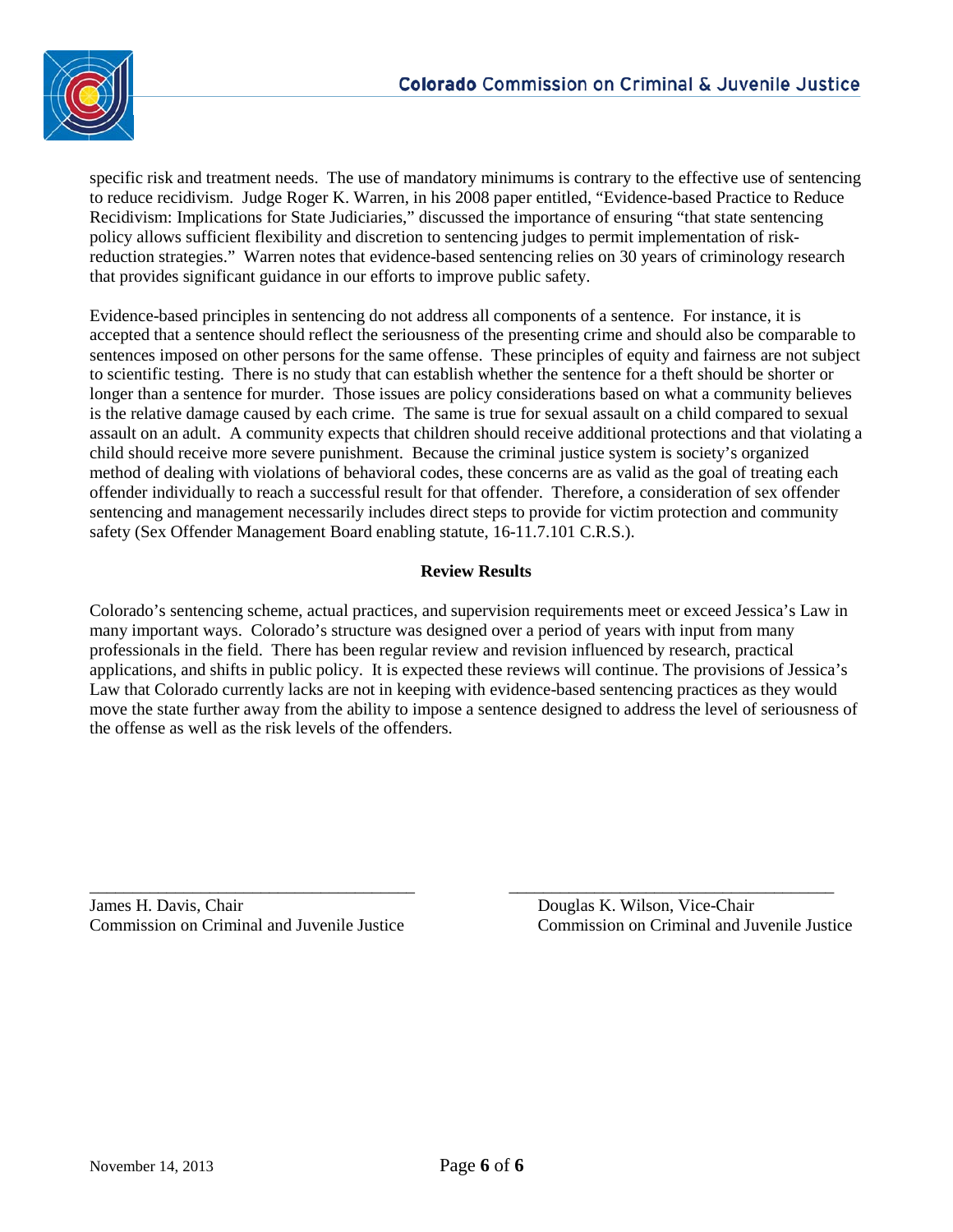specific risk and treatment needs. The use of mandatory minimums is contrary to the effective use of sentencing to reduce recidivism. Judge Roger K. Warren, in his 2008 paper entitled, "Evidence-based Practice to Reduce Recidivism: Implications for State Judiciaries," discussed the importance of ensuring "that state sentencing policy allows sufficient flexibility and discretion to sentencing judges to permit implementation of risk-reduction strategies." Warren notes that evidence-based sentencing relies on 30 years of criminology research that provides significant guidance in our efforts to improve public safety.

Evidence-based principles in sentencing do not address all components of a sentence. For instance, it is accepted that a sentence should reflect the seriousness of the presenting crime and should also be comparable to sentences imposed on other persons for the same offense. These principles of equity and fairness are not subject to scientific testing. There is no study that can establish whether the sentence for a theft should be shorter or longer than a sentence for murder. Those issues are policy considerations based on what a community believes is the relative damage caused by each crime. The same is true for sexual assault on a child compared to sexual assault on an adult. A community expects that children should receive additional protections and that violating a child should receive more severe punishment. Because the criminal justice system is society's organized method of dealing with violations of behavioral codes, these concerns are as valid as the goal of treating each offender individually to reach a successful result for that offender. Therefore, a consideration of sex offender sentencing and management necessarily includes direct steps to provide for victim protection and community safety (Sex Offender Management Board enabling statute, 16-11.7.101 C.R.S.).

**Review Results**

Colorado's sentencing scheme, actual practices, and supervision requirements meet or exceed Jessica's Law in many important ways. Colorado's structure was designed over a period of years with input from many professionals in the field. There has been regular review and revision influenced by research, practical applications, and shifts in public policy. It is expected these reviews will continue. The provisions of Jessica's Law that Colorado currently lacks are not in keeping with evidence-based sentencing practices as they would move the state further away from the ability to impose a sentence designed to address the level of seriousness of the offense as well as the risk levels of the offenders.

\_\_\_\_\_\_\_\_\_\_\_\_\_\_\_\_\_\_\_\_\_\_\_\_\_\_\_\_\_\_\_\_\_\_\_\_\_\_\_\_
James H. Davis, Chair
Commission on Criminal and Juvenile Justice

\_\_\_\_\_\_\_\_\_\_\_\_\_\_\_\_\_\_\_\_\_\_\_\_\_\_\_\_\_\_\_\_\_\_\_\_\_\_\_\_
Douglas K. Wilson, Vice-Chair
Commission on Criminal and Juvenile Justice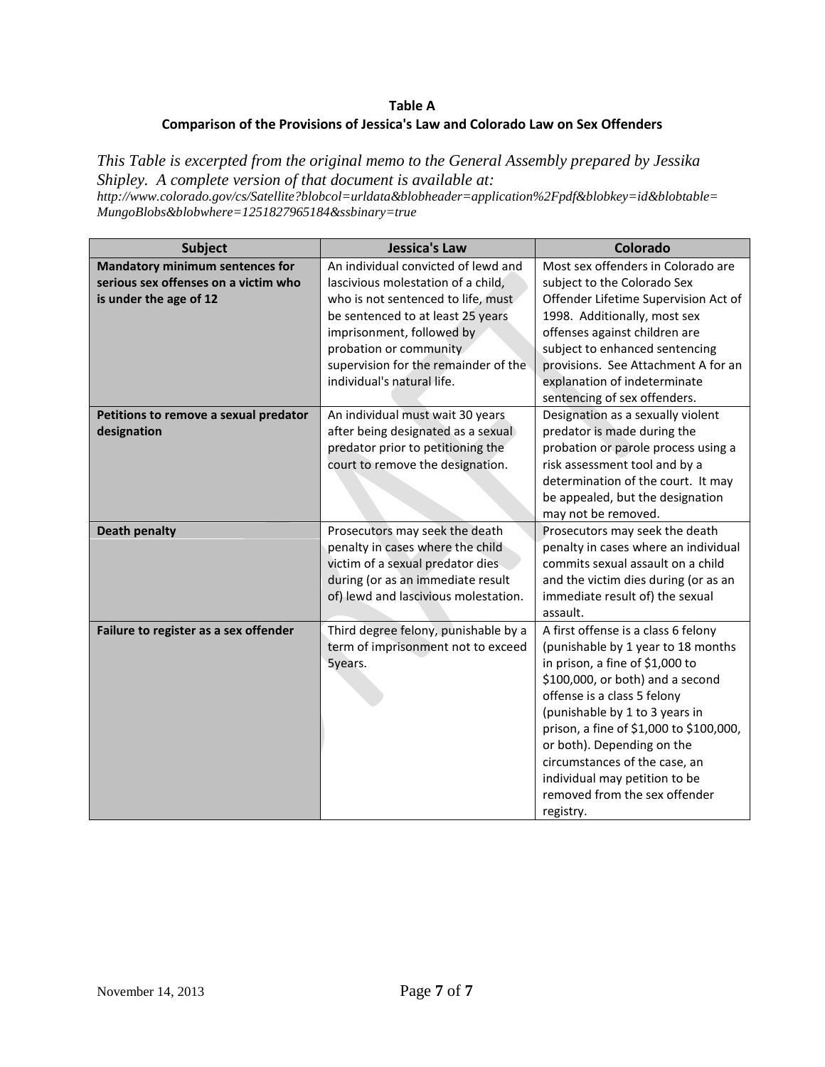**Table A**
**Comparison of the Provisions of Jessica's Law and Colorado Law on Sex Offenders**

*This Table is excerpted from the original memo to the General Assembly prepared by Jessika Shipley. A complete version of that document is available at:*
*http://www.colorado.gov/cs/Satellite?blobcol=urldata&blobheader=application%2Fpdf&blobkey=id&blobtable=MungoBlobs&blobwhere=1251827965184&ssbinary=true*

| Subject | Jessica's Law | Colorado |
|---|---|---|
| **Mandatory minimum sentences for serious sex offenses on a victim who is under the age of 12** | An individual convicted of lewd and lascivious molestation of a child, who is not sentenced to life, must be sentenced to at least 25 years imprisonment, followed by probation or community supervision for the remainder of the individual's natural life. | Most sex offenders in Colorado are subject to the Colorado Sex Offender Lifetime Supervision Act of 1998. Additionally, most sex offenses against children are subject to enhanced sentencing provisions. See Attachment A for an explanation of indeterminate sentencing of sex offenders. |
| **Petitions to remove a sexual predator designation** | An individual must wait 30 years after being designated as a sexual predator prior to petitioning the court to remove the designation. | Designation as a sexually violent predator is made during the probation or parole process using a risk assessment tool and by a determination of the court. It may be appealed, but the designation may not be removed. |
| **Death penalty** | Prosecutors may seek the death penalty in cases where the child victim of a sexual predator dies during (or as an immediate result of) lewd and lascivious molestation. | Prosecutors may seek the death penalty in cases where an individual commits sexual assault on a child and the victim dies during (or as an immediate result of) the sexual assault. |
| **Failure to register as a sex offender** | Third degree felony, punishable by a term of imprisonment not to exceed 5years. | A first offense is a class 6 felony (punishable by 1 year to 18 months in prison, a fine of $1,000 to $100,000, or both) and a second offense is a class 5 felony (punishable by 1 to 3 years in prison, a fine of $1,000 to $100,000, or both). Depending on the circumstances of the case, an individual may petition to be removed from the sex offender registry. |

November 14, 2013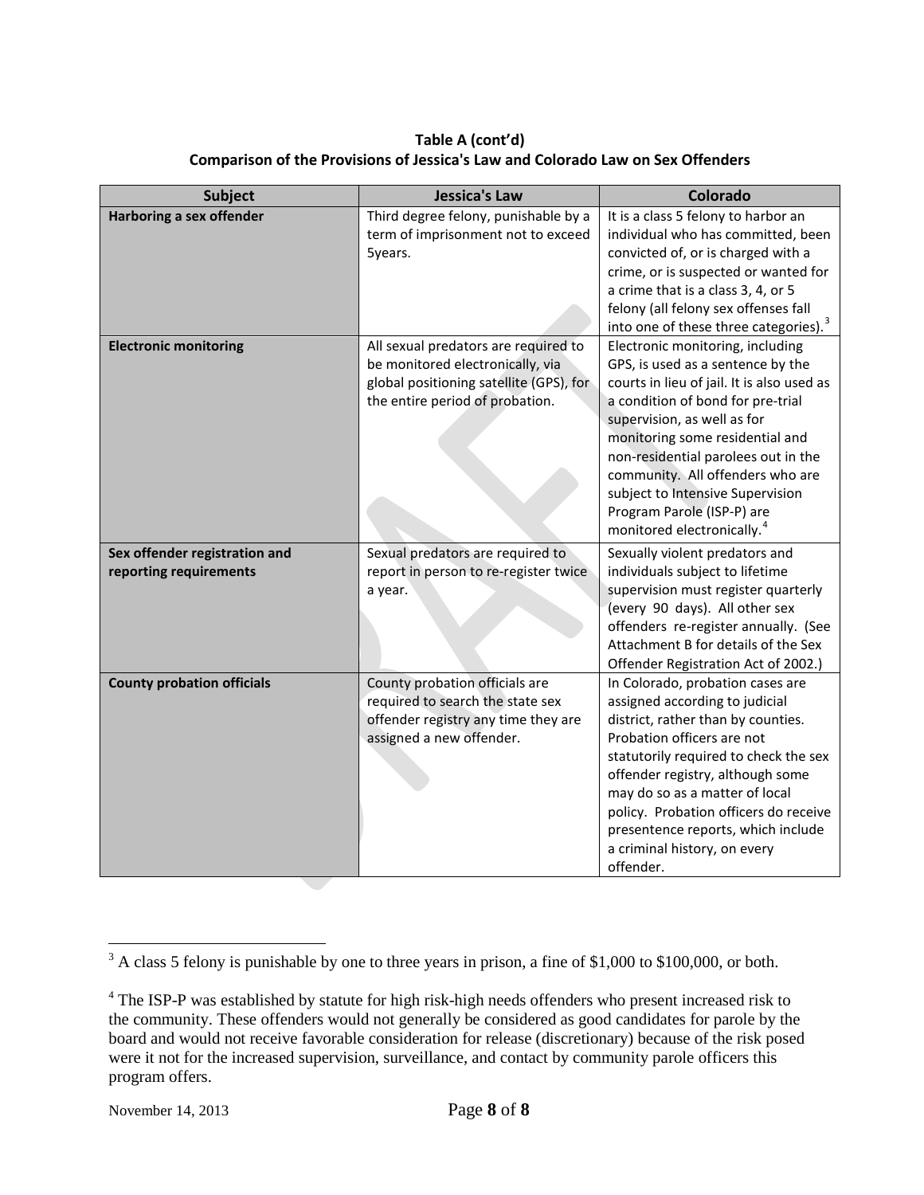**Table A (cont'd)**
**Comparison of the Provisions of Jessica's Law and Colorado Law on Sex Offenders**

| Subject | Jessica's Law | Colorado |
|---|---|---|
| **Harboring a sex offender** | Third degree felony, punishable by a term of imprisonment not to exceed 5years. | It is a class 5 felony to harbor an individual who has committed, been convicted of, or is charged with a crime, or is suspected or wanted for a crime that is a class 3, 4, or 5 felony (all felony sex offenses fall into one of these three categories).[3] |
| **Electronic monitoring** | All sexual predators are required to be monitored electronically, via global positioning satellite (GPS), for the entire period of probation. | Electronic monitoring, including GPS, is used as a sentence by the courts in lieu of jail. It is also used as a condition of bond for pre-trial supervision, as well as for monitoring some residential and non-residential parolees out in the community. All offenders who are subject to Intensive Supervision Program Parole (ISP-P) are monitored electronically.[4] |
| **Sex offender registration and reporting requirements** | Sexual predators are required to report in person to re-register twice a year. | Sexually violent predators and individuals subject to lifetime supervision must register quarterly (every 90 days). All other sex offenders re-register annually. (See Attachment B for details of the Sex Offender Registration Act of 2002.) |
| **County probation officials** | County probation officials are required to search the state sex offender registry any time they are assigned a new offender. | In Colorado, probation cases are assigned according to judicial district, rather than by counties. Probation officers are not statutorily required to check the sex offender registry, although some may do so as a matter of local policy. Probation officers do receive presentence reports, which include a criminal history, on every offender. |

[3] A class 5 felony is punishable by one to three years in prison, a fine of $1,000 to $100,000, or both.

[4] The ISP-P was established by statute for high risk-high needs offenders who present increased risk to the community. These offenders would not generally be considered as good candidates for parole by the board and would not receive favorable consideration for release (discretionary) because of the risk posed were it not for the increased supervision, surveillance, and contact by community parole officers this program offers.

November 14, 2013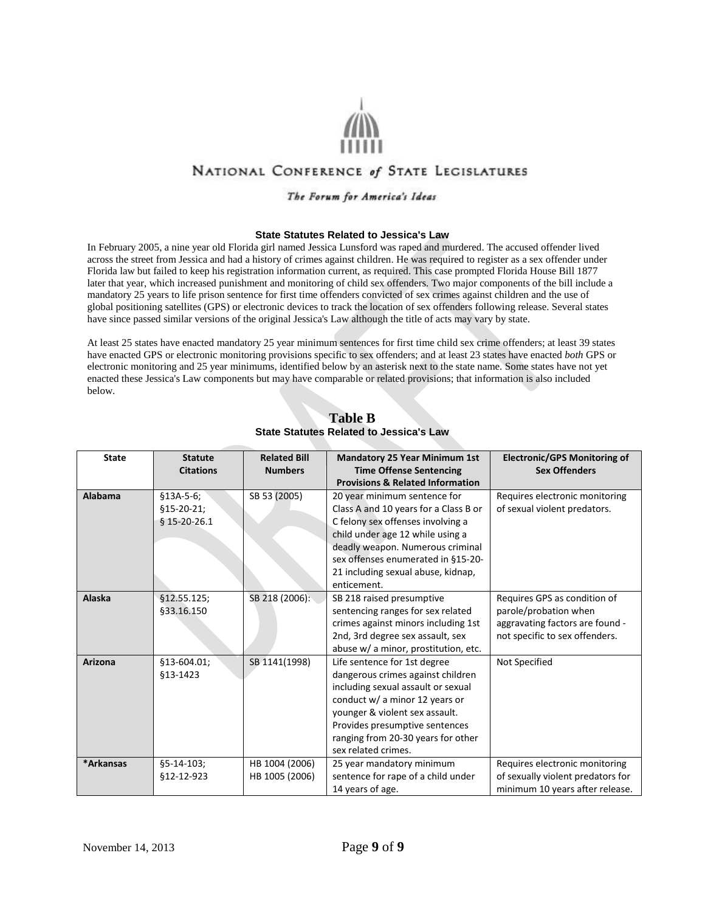NATIONAL CONFERENCE *of* STATE LEGISLATURES

*The Forum for America's Ideas*

### State Statutes Related to Jessica's Law

In February 2005, a nine year old Florida girl named Jessica Lunsford was raped and murdered. The accused offender lived across the street from Jessica and had a history of crimes against children. He was required to register as a sex offender under Florida law but failed to keep his registration information current, as required. This case prompted Florida House Bill 1877 later that year, which increased punishment and monitoring of child sex offenders. Two major components of the bill include a mandatory 25 years to life prison sentence for first time offenders convicted of sex crimes against children and the use of global positioning satellites (GPS) or electronic devices to track the location of sex offenders following release. Several states have since passed similar versions of the original Jessica's Law although the title of acts may vary by state.

At least 25 states have enacted mandatory 25 year minimum sentences for first time child sex crime offenders; at least 39 states have enacted GPS or electronic monitoring provisions specific to sex offenders; and at least 23 states have enacted *both* GPS or electronic monitoring and 25 year minimums, identified below by an asterisk next to the state name. Some states have not yet enacted these Jessica's Law components but may have comparable or related provisions; that information is also included below.

## Table B

**State Statutes Related to Jessica's Law**

| State | Statute Citations | Related Bill Numbers | Mandatory 25 Year Minimum 1st Time Offense Sentencing Provisions & Related Information | Electronic/GPS Monitoring of Sex Offenders |
|---|---|---|---|---|
| **Alabama** | §13A-5-6; §15-20-21; § 15-20-26.1 | SB 53 (2005) | 20 year minimum sentence for Class A and 10 years for a Class B or C felony sex offenses involving a child under age 12 while using a deadly weapon. Numerous criminal sex offenses enumerated in §15-20-21 including sexual abuse, kidnap, enticement. | Requires electronic monitoring of sexual violent predators. |
| **Alaska** | §12.55.125; §33.16.150 | SB 218 (2006): | SB 218 raised presumptive sentencing ranges for sex related crimes against minors including 1st 2nd, 3rd degree sex assault, sex abuse w/ a minor, prostitution, etc. | Requires GPS as condition of parole/probation when aggravating factors are found - not specific to sex offenders. |
| **Arizona** | §13-604.01; §13-1423 | SB 1141(1998) | Life sentence for 1st degree dangerous crimes against children including sexual assault or sexual conduct w/ a minor 12 years or younger & violent sex assault. Provides presumptive sentences ranging from 20-30 years for other sex related crimes. | Not Specified |
| **\*Arkansas** | §5-14-103; §12-12-923 | HB 1004 (2006) HB 1005 (2006) | 25 year mandatory minimum sentence for rape of a child under 14 years of age. | Requires electronic monitoring of sexually violent predators for minimum 10 years after release. |

November 14, 2013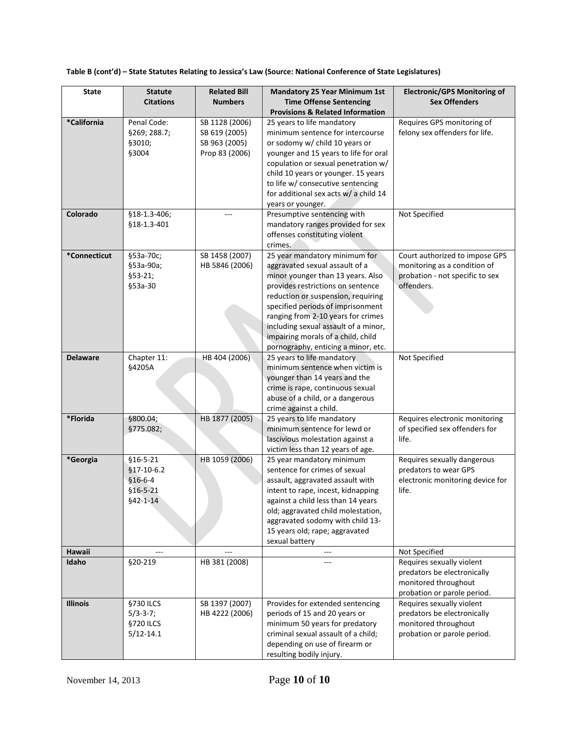**Table B (cont'd) – State Statutes Relating to Jessica's Law (Source: National Conference of State Legislatures)**

| State | Statute Citations | Related Bill Numbers | Mandatory 25 Year Minimum 1st Time Offense Sentencing Provisions & Related Information | Electronic/GPS Monitoring of Sex Offenders |
|---|---|---|---|---|
| ***California** | Penal Code: §269; 288.7; §3010; §3004 | SB 1128 (2006) SB 619 (2005) SB 963 (2005) Prop 83 (2006) | 25 years to life mandatory minimum sentence for intercourse or sodomy w/ child 10 years or younger and 15 years to life for oral copulation or sexual penetration w/ child 10 years or younger. 15 years to life w/ consecutive sentencing for additional sex acts w/ a child 14 years or younger. | Requires GPS monitoring of felony sex offenders for life. |
| **Colorado** | §18-1.3-406; §18-1.3-401 | --- | Presumptive sentencing with mandatory ranges provided for sex offenses constituting violent crimes. | Not Specified |
| ***Connecticut** | §53a-70c; §53a-90a; §53-21; §53a-30 | SB 1458 (2007) HB 5846 (2006) | 25 year mandatory minimum for aggravated sexual assault of a minor younger than 13 years. Also provides restrictions on sentence reduction or suspension, requiring specified periods of imprisonment ranging from 2-10 years for crimes including sexual assault of a minor, impairing morals of a child, child pornography, enticing a minor, etc. | Court authorized to impose GPS monitoring as a condition of probation - not specific to sex offenders. |
| **Delaware** | Chapter 11: §4205A | HB 404 (2006) | 25 years to life mandatory minimum sentence when victim is younger than 14 years and the crime is rape, continuous sexual abuse of a child, or a dangerous crime against a child. | Not Specified |
| ***Florida** | §800.04; §775.082; | HB 1877 (2005) | 25 years to life mandatory minimum sentence for lewd or lascivious molestation against a victim less than 12 years of age. | Requires electronic monitoring of specified sex offenders for life. |
| ***Georgia** | §16-5-21 §17-10-6.2 §16-6-4 §16-5-21 §42-1-14 | HB 1059 (2006) | 25 year mandatory minimum sentence for crimes of sexual assault, aggravated assault with intent to rape, incest, kidnapping against a child less than 14 years old; aggravated child molestation, aggravated sodomy with child 13-15 years old; rape; aggravated sexual battery | Requires sexually dangerous predators to wear GPS electronic monitoring device for life. |
| **Hawaii** | --- | --- | --- | Not Specified |
| **Idaho** | §20-219 | HB 381 (2008) | --- | Requires sexually violent predators be electronically monitored throughout probation or parole period. |
| **Illinois** | §730 ILCS 5/3-3-7; §720 ILCS 5/12-14.1 | SB 1397 (2007) HB 4222 (2006) | Provides for extended sentencing periods of 15 and 20 years or minimum 50 years for predatory criminal sexual assault of a child; depending on use of firearm or resulting bodily injury. | Requires sexually violent predators be electronically monitored throughout probation or parole period. |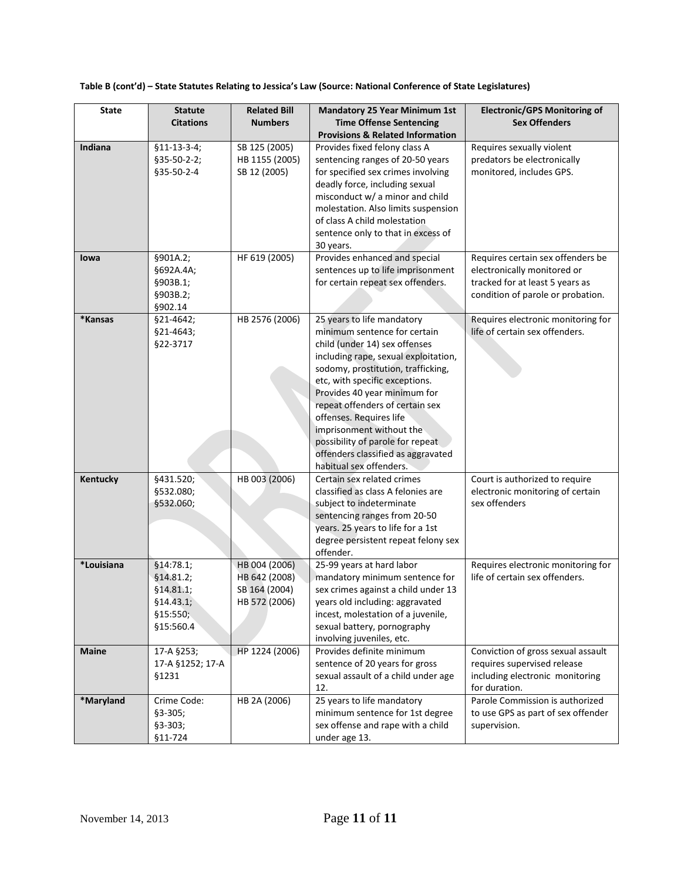**Table B (cont'd) – State Statutes Relating to Jessica's Law (Source: National Conference of State Legislatures)**

| State | Statute Citations | Related Bill Numbers | Mandatory 25 Year Minimum 1st Time Offense Sentencing Provisions & Related Information | Electronic/GPS Monitoring of Sex Offenders |
|---|---|---|---|---|
| **Indiana** | §11-13-3-4; §35-50-2-2; §35-50-2-4 | SB 125 (2005) HB 1155 (2005) SB 12 (2005) | Provides fixed felony class A sentencing ranges of 20-50 years for specified sex crimes involving deadly force, including sexual misconduct w/ a minor and child molestation. Also limits suspension of class A child molestation sentence only to that in excess of 30 years. | Requires sexually violent predators be electronically monitored, includes GPS. |
| **Iowa** | §901A.2; §692A.4A; §903B.1; §903B.2; §902.14 | HF 619 (2005) | Provides enhanced and special sentences up to life imprisonment for certain repeat sex offenders. | Requires certain sex offenders be electronically monitored or tracked for at least 5 years as condition of parole or probation. |
| **\*Kansas** | §21-4642; §21-4643; §22-3717 | HB 2576 (2006) | 25 years to life mandatory minimum sentence for certain child (under 14) sex offenses including rape, sexual exploitation, sodomy, prostitution, trafficking, etc, with specific exceptions. Provides 40 year minimum for repeat offenders of certain sex offenses. Requires life imprisonment without the possibility of parole for repeat offenders classified as aggravated habitual sex offenders. | Requires electronic monitoring for life of certain sex offenders. |
| **Kentucky** | §431.520; §532.080; §532.060; | HB 003 (2006) | Certain sex related crimes classified as class A felonies are subject to indeterminate sentencing ranges from 20-50 years. 25 years to life for a 1st degree persistent repeat felony sex offender. | Court is authorized to require electronic monitoring of certain sex offenders |
| **\*Louisiana** | §14:78.1; §14.81.2; §14.81.1; §14.43.1; §15:550; §15:560.4 | HB 004 (2006) HB 642 (2008) SB 164 (2004) HB 572 (2006) | 25-99 years at hard labor mandatory minimum sentence for sex crimes against a child under 13 years old including: aggravated incest, molestation of a juvenile, sexual battery, pornography involving juveniles, etc. | Requires electronic monitoring for life of certain sex offenders. |
| **Maine** | 17-A §253; 17-A §1252; 17-A §1231 | HP 1224 (2006) | Provides definite minimum sentence of 20 years for gross sexual assault of a child under age 12. | Conviction of gross sexual assault requires supervised release including electronic monitoring for duration. |
| **\*Maryland** | Crime Code: §3-305; §3-303; §11-724 | HB 2A (2006) | 25 years to life mandatory minimum sentence for 1st degree sex offense and rape with a child under age 13. | Parole Commission is authorized to use GPS as part of sex offender supervision. |

November 14, 2013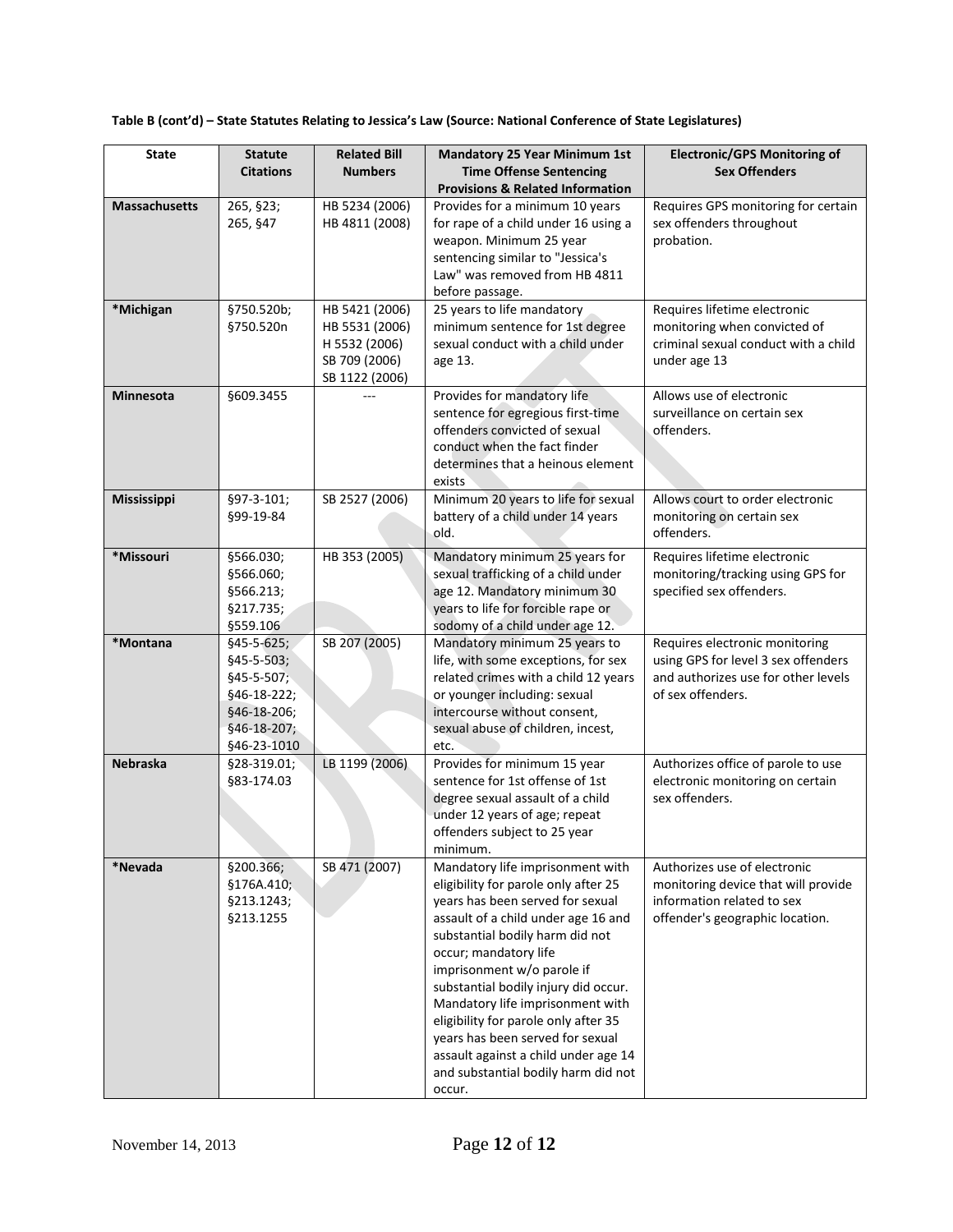**Table B (cont'd) – State Statutes Relating to Jessica's Law (Source: National Conference of State Legislatures)**

| State | Statute Citations | Related Bill Numbers | Mandatory 25 Year Minimum 1st Time Offense Sentencing Provisions & Related Information | Electronic/GPS Monitoring of Sex Offenders |
|---|---|---|---|---|
| **Massachusetts** | 265, §23; 265, §47 | HB 5234 (2006) HB 4811 (2008) | Provides for a minimum 10 years for rape of a child under 16 using a weapon. Minimum 25 year sentencing similar to "Jessica's Law" was removed from HB 4811 before passage. | Requires GPS monitoring for certain sex offenders throughout probation. |
| ***Michigan** | §750.520b; §750.520n | HB 5421 (2006) HB 5531 (2006) H 5532 (2006) SB 709 (2006) SB 1122 (2006) | 25 years to life mandatory minimum sentence for 1st degree sexual conduct with a child under age 13. | Requires lifetime electronic monitoring when convicted of criminal sexual conduct with a child under age 13 |
| **Minnesota** | §609.3455 | --- | Provides for mandatory life sentence for egregious first-time offenders convicted of sexual conduct when the fact finder determines that a heinous element exists | Allows use of electronic surveillance on certain sex offenders. |
| **Mississippi** | §97-3-101; §99-19-84 | SB 2527 (2006) | Minimum 20 years to life for sexual battery of a child under 14 years old. | Allows court to order electronic monitoring on certain sex offenders. |
| ***Missouri** | §566.030; §566.060; §566.213; §217.735; §559.106 | HB 353 (2005) | Mandatory minimum 25 years for sexual trafficking of a child under age 12. Mandatory minimum 30 years to life for forcible rape or sodomy of a child under age 12. | Requires lifetime electronic monitoring/tracking using GPS for specified sex offenders. |
| ***Montana** | §45-5-625; §45-5-503; §45-5-507; §46-18-222; §46-18-206; §46-18-207; §46-23-1010 | SB 207 (2005) | Mandatory minimum 25 years to life, with some exceptions, for sex related crimes with a child 12 years or younger including: sexual intercourse without consent, sexual abuse of children, incest, etc. | Requires electronic monitoring using GPS for level 3 sex offenders and authorizes use for other levels of sex offenders. |
| **Nebraska** | §28-319.01; §83-174.03 | LB 1199 (2006) | Provides for minimum 15 year sentence for 1st offense of 1st degree sexual assault of a child under 12 years of age; repeat offenders subject to 25 year minimum. | Authorizes office of parole to use electronic monitoring on certain sex offenders. |
| ***Nevada** | §200.366; §176A.410; §213.1243; §213.1255 | SB 471 (2007) | Mandatory life imprisonment with eligibility for parole only after 25 years has been served for sexual assault of a child under age 16 and substantial bodily harm did not occur; mandatory life imprisonment w/o parole if substantial bodily injury did occur. Mandatory life imprisonment with eligibility for parole only after 35 years has been served for sexual assault against a child under age 14 and substantial bodily harm did not occur. | Authorizes use of electronic monitoring device that will provide information related to sex offender's geographic location. |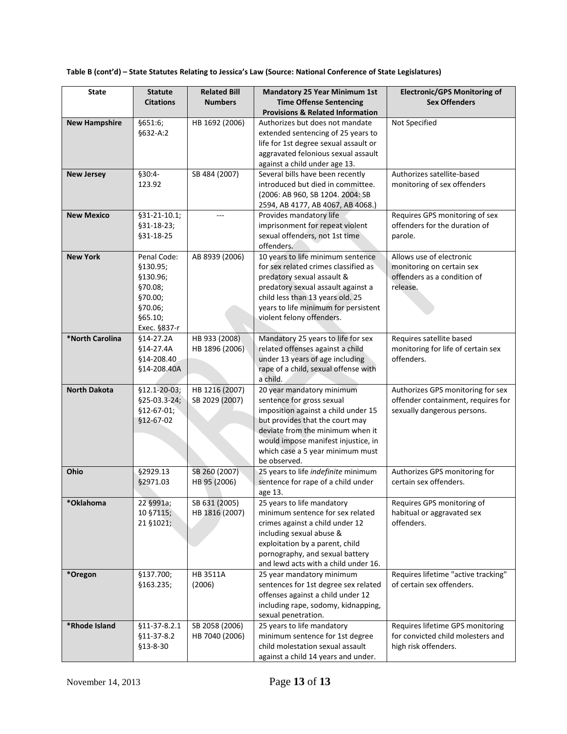**Table B (cont'd) – State Statutes Relating to Jessica's Law (Source: National Conference of State Legislatures)**

| State | Statute Citations | Related Bill Numbers | Mandatory 25 Year Minimum 1st Time Offense Sentencing Provisions & Related Information | Electronic/GPS Monitoring of Sex Offenders |
|---|---|---|---|---|
| **New Hampshire** | §651:6; §632-A:2 | HB 1692 (2006) | Authorizes but does not mandate extended sentencing of 25 years to life for 1st degree sexual assault or aggravated felonious sexual assault against a child under age 13. | Not Specified |
| **New Jersey** | §30:4-123.92 | SB 484 (2007) | Several bills have been recently introduced but died in committee. (2006: AB 960, SB 1204. 2004: SB 2594, AB 4177, AB 4067, AB 4068.) | Authorizes satellite-based monitoring of sex offenders |
| **New Mexico** | §31-21-10.1; §31-18-23; §31-18-25 | --- | Provides mandatory life imprisonment for repeat violent sexual offenders, not 1st time offenders. | Requires GPS monitoring of sex offenders for the duration of parole. |
| **New York** | Penal Code: §130.95; §130.96; §70.08; §70.00; §70.06; §65.10; Exec. §837-r | AB 8939 (2006) | 10 years to life minimum sentence for sex related crimes classified as predatory sexual assault & predatory sexual assault against a child less than 13 years old. 25 years to life minimum for persistent violent felony offenders. | Allows use of electronic monitoring on certain sex offenders as a condition of release. |
| ***North Carolina** | §14-27.2A §14-27.4A §14-208.40 §14-208.40A | HB 933 (2008) HB 1896 (2006) | Mandatory 25 years to life for sex related offenses against a child under 13 years of age including rape of a child, sexual offense with a child. | Requires satellite based monitoring for life of certain sex offenders. |
| **North Dakota** | §12.1-20-03; §25-03.3-24; §12-67-01; §12-67-02 | HB 1216 (2007) SB 2029 (2007) | 20 year mandatory minimum sentence for gross sexual imposition against a child under 15 but provides that the court may deviate from the minimum when it would impose manifest injustice, in which case a 5 year minimum must be observed. | Authorizes GPS monitoring for sex offender containment, requires for sexually dangerous persons. |
| **Ohio** | §2929.13 §2971.03 | SB 260 (2007) HB 95 (2006) | 25 years to life *indefinite* minimum sentence for rape of a child under age 13. | Authorizes GPS monitoring for certain sex offenders. |
| ***Oklahoma** | 22 §991a; 10 §7115; 21 §1021; | SB 631 (2005) HB 1816 (2007) | 25 years to life mandatory minimum sentence for sex related crimes against a child under 12 including sexual abuse & exploitation by a parent, child pornography, and sexual battery and lewd acts with a child under 16. | Requires GPS monitoring of habitual or aggravated sex offenders. |
| ***Oregon** | §137.700; §163.235; | HB 3511A (2006) | 25 year mandatory minimum sentences for 1st degree sex related offenses against a child under 12 including rape, sodomy, kidnapping, sexual penetration. | Requires lifetime "active tracking" of certain sex offenders. |
| ***Rhode Island** | §11-37-8.2.1 §11-37-8.2 §13-8-30 | SB 2058 (2006) HB 7040 (2006) | 25 years to life mandatory minimum sentence for 1st degree child molestation sexual assault against a child 14 years and under. | Requires lifetime GPS monitoring for convicted child molesters and high risk offenders. |

November 14, 2013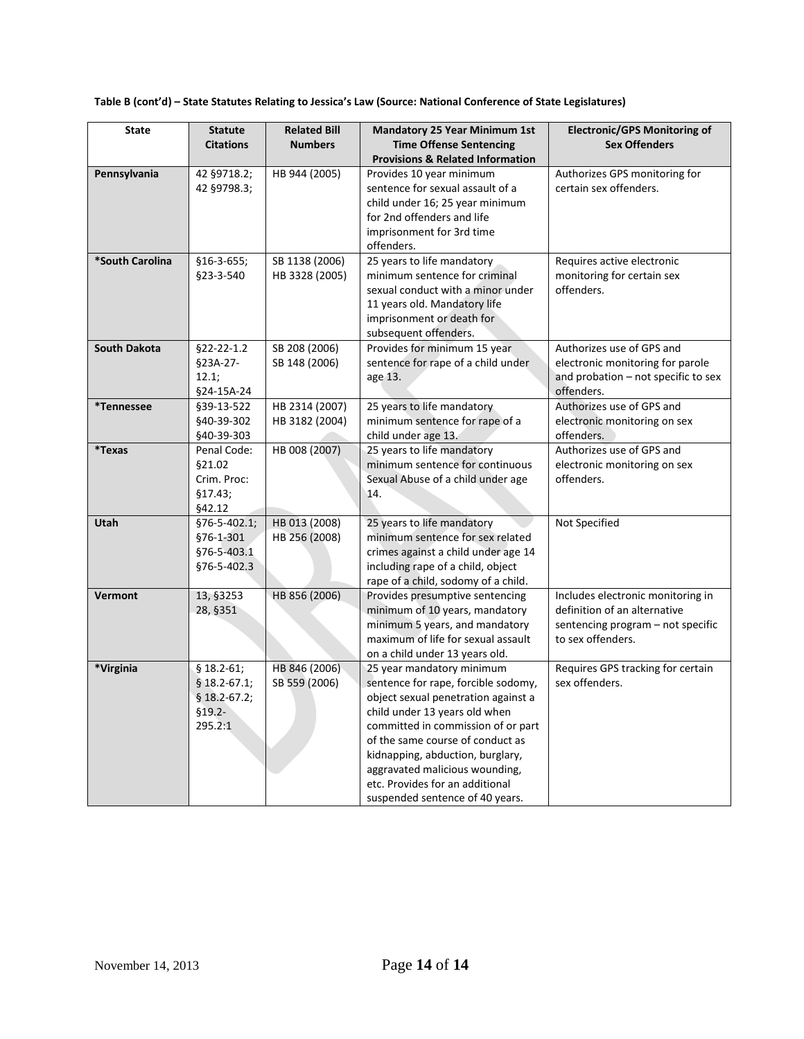**Table B (cont'd) – State Statutes Relating to Jessica's Law (Source: National Conference of State Legislatures)**

| State | Statute Citations | Related Bill Numbers | Mandatory 25 Year Minimum 1st Time Offense Sentencing Provisions & Related Information | Electronic/GPS Monitoring of Sex Offenders |
|---|---|---|---|---|
| **Pennsylvania** | 42 §9718.2; 42 §9798.3; | HB 944 (2005) | Provides 10 year minimum sentence for sexual assault of a child under 16; 25 year minimum for 2nd offenders and life imprisonment for 3rd time offenders. | Authorizes GPS monitoring for certain sex offenders. |
| **\*South Carolina** | §16-3-655; §23-3-540 | SB 1138 (2006) HB 3328 (2005) | 25 years to life mandatory minimum sentence for criminal sexual conduct with a minor under 11 years old. Mandatory life imprisonment or death for subsequent offenders. | Requires active electronic monitoring for certain sex offenders. |
| **South Dakota** | §22-22-1.2 §23A-27-12.1; §24-15A-24 | SB 208 (2006) SB 148 (2006) | Provides for minimum 15 year sentence for rape of a child under age 13. | Authorizes use of GPS and electronic monitoring for parole and probation – not specific to sex offenders. |
| **\*Tennessee** | §39-13-522 §40-39-302 §40-39-303 | HB 2314 (2007) HB 3182 (2004) | 25 years to life mandatory minimum sentence for rape of a child under age 13. | Authorizes use of GPS and electronic monitoring on sex offenders. |
| **\*Texas** | Penal Code: §21.02 Crim. Proc: §17.43; §42.12 | HB 008 (2007) | 25 years to life mandatory minimum sentence for continuous Sexual Abuse of a child under age 14. | Authorizes use of GPS and electronic monitoring on sex offenders. |
| **Utah** | §76-5-402.1; §76-1-301 §76-5-403.1 §76-5-402.3 | HB 013 (2008) HB 256 (2008) | 25 years to life mandatory minimum sentence for sex related crimes against a child under age 14 including rape of a child, object rape of a child, sodomy of a child. | Not Specified |
| **Vermont** | 13, §3253 28, §351 | HB 856 (2006) | Provides presumptive sentencing minimum of 10 years, mandatory minimum 5 years, and mandatory maximum of life for sexual assault on a child under 13 years old. | Includes electronic monitoring in definition of an alternative sentencing program – not specific to sex offenders. |
| **\*Virginia** | § 18.2-61; § 18.2-67.1; § 18.2-67.2; §19.2-295.2:1 | HB 846 (2006) SB 559 (2006) | 25 year mandatory minimum sentence for rape, forcible sodomy, object sexual penetration against a child under 13 years old when committed in commission of or part of the same course of conduct as kidnapping, abduction, burglary, aggravated malicious wounding, etc. Provides for an additional suspended sentence of 40 years. | Requires GPS tracking for certain sex offenders. |

November 14, 2013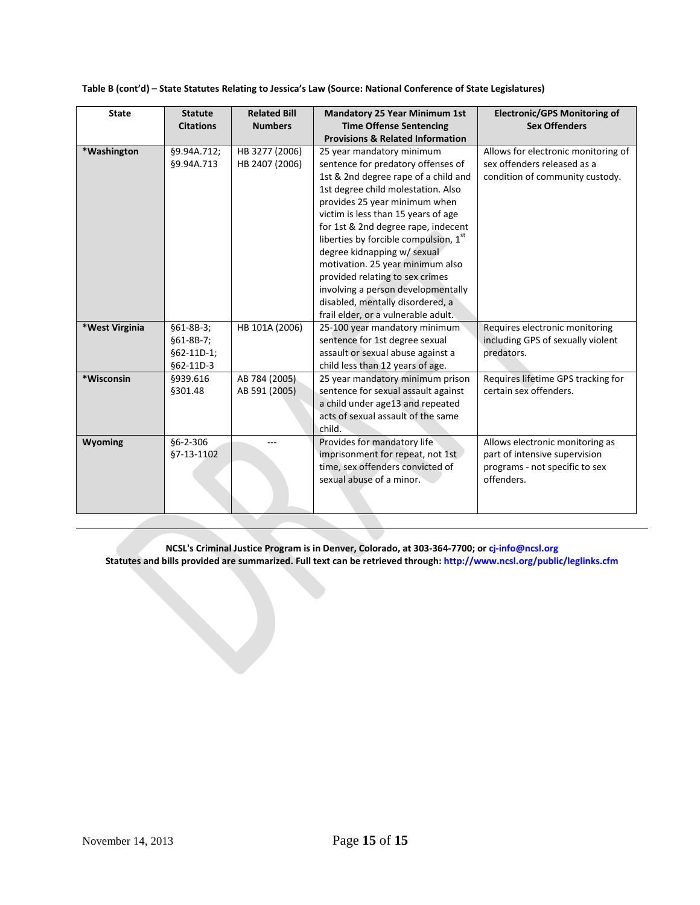**Table B (cont'd) – State Statutes Relating to Jessica's Law (Source: National Conference of State Legislatures)**

| State | Statute Citations | Related Bill Numbers | Mandatory 25 Year Minimum 1st Time Offense Sentencing Provisions & Related Information | Electronic/GPS Monitoring of Sex Offenders |
|---|---|---|---|---|
| ***Washington** | §9.94A.712; §9.94A.713 | HB 3277 (2006) HB 2407 (2006) | 25 year mandatory minimum sentence for predatory offenses of 1st & 2nd degree rape of a child and 1st degree child molestation. Also provides 25 year minimum when victim is less than 15 years of age for 1st & 2nd degree rape, indecent liberties by forcible compulsion, 1st degree kidnapping w/ sexual motivation. 25 year minimum also provided relating to sex crimes involving a person developmentally disabled, mentally disordered, a frail elder, or a vulnerable adult. | Allows for electronic monitoring of sex offenders released as a condition of community custody. |
| ***West Virginia** | §61-8B-3; §61-8B-7; §62-11D-1; §62-11D-3 | HB 101A (2006) | 25-100 year mandatory minimum sentence for 1st degree sexual assault or sexual abuse against a child less than 12 years of age. | Requires electronic monitoring including GPS of sexually violent predators. |
| ***Wisconsin** | §939.616 §301.48 | AB 784 (2005) AB 591 (2005) | 25 year mandatory minimum prison sentence for sexual assault against a child under age13 and repeated acts of sexual assault of the same child. | Requires lifetime GPS tracking for certain sex offenders. |
| **Wyoming** | §6-2-306 §7-13-1102 | --- | Provides for mandatory life imprisonment for repeat, not 1st time, sex offenders convicted of sexual abuse of a minor. | Allows electronic monitoring as part of intensive supervision programs - not specific to sex offenders. |

**NCSL's Criminal Justice Program is in Denver, Colorado, at 303-364-7700; or cj-info@ncsl.org**
**Statutes and bills provided are summarized. Full text can be retrieved through: http://www.ncsl.org/public/leglinks.cfm**

November 14, 2013